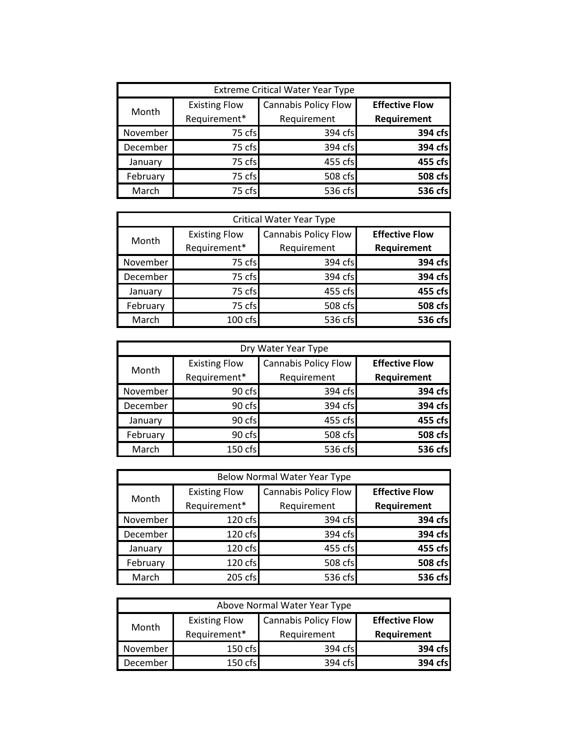| Extreme Critical Water Year Type | | | |
|---|---|---|---|
| Month | Existing Flow Requirement* | Cannabis Policy Flow Requirement | **Effective Flow Requirement** |
| November | 75 cfs | 394 cfs | **394 cfs** |
| December | 75 cfs | 394 cfs | **394 cfs** |
| January | 75 cfs | 455 cfs | **455 cfs** |
| February | 75 cfs | 508 cfs | **508 cfs** |
| March | 75 cfs | 536 cfs | **536 cfs** |

| Critical Water Year Type | | | |
|---|---|---|---|
| Month | Existing Flow Requirement* | Cannabis Policy Flow Requirement | **Effective Flow Requirement** |
| November | 75 cfs | 394 cfs | **394 cfs** |
| December | 75 cfs | 394 cfs | **394 cfs** |
| January | 75 cfs | 455 cfs | **455 cfs** |
| February | 75 cfs | 508 cfs | **508 cfs** |
| March | 100 cfs | 536 cfs | **536 cfs** |

| Dry Water Year Type | | | |
|---|---|---|---|
| Month | Existing Flow Requirement* | Cannabis Policy Flow Requirement | **Effective Flow Requirement** |
| November | 90 cfs | 394 cfs | **394 cfs** |
| December | 90 cfs | 394 cfs | **394 cfs** |
| January | 90 cfs | 455 cfs | **455 cfs** |
| February | 90 cfs | 508 cfs | **508 cfs** |
| March | 150 cfs | 536 cfs | **536 cfs** |

| Below Normal Water Year Type | | | |
|---|---|---|---|
| Month | Existing Flow Requirement* | Cannabis Policy Flow Requirement | **Effective Flow Requirement** |
| November | 120 cfs | 394 cfs | **394 cfs** |
| December | 120 cfs | 394 cfs | **394 cfs** |
| January | 120 cfs | 455 cfs | **455 cfs** |
| February | 120 cfs | 508 cfs | **508 cfs** |
| March | 205 cfs | 536 cfs | **536 cfs** |

| Above Normal Water Year Type | | | |
|---|---|---|---|
| Month | Existing Flow Requirement* | Cannabis Policy Flow Requirement | **Effective Flow Requirement** |
| November | 150 cfs | 394 cfs | **394 cfs** |
| December | 150 cfs | 394 cfs | **394 cfs** |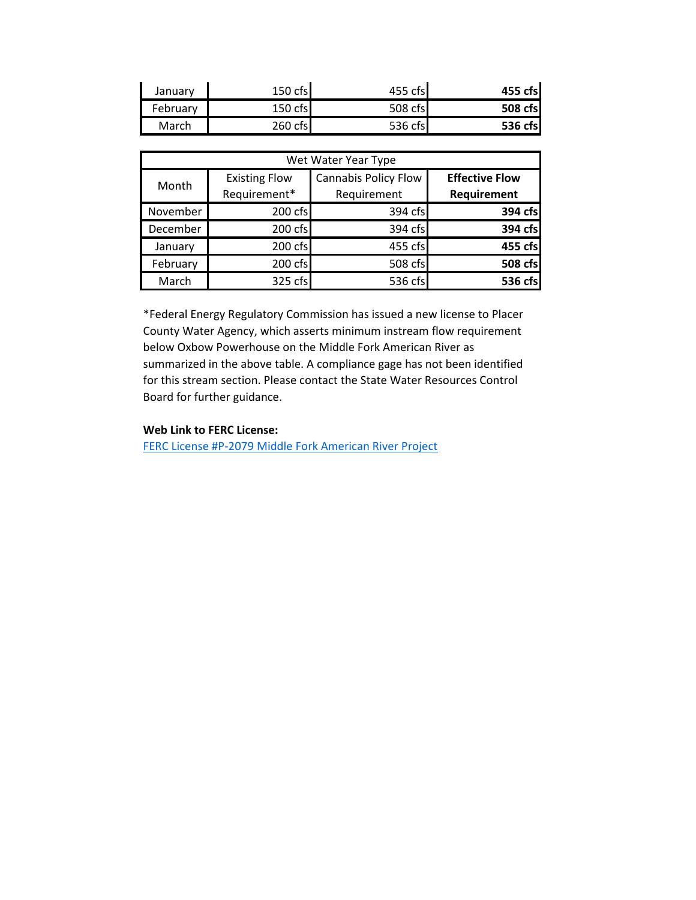| | | | |
|---|---|---|---|
| January | 150 cfs | 455 cfs | **455 cfs** |
| February | 150 cfs | 508 cfs | **508 cfs** |
| March | 260 cfs | 536 cfs | **536 cfs** |

| Wet Water Year Type | | | |
|---|---|---|---|
| Month | Existing Flow Requirement* | Cannabis Policy Flow Requirement | **Effective Flow Requirement** |
| November | 200 cfs | 394 cfs | **394 cfs** |
| December | 200 cfs | 394 cfs | **394 cfs** |
| January | 200 cfs | 455 cfs | **455 cfs** |
| February | 200 cfs | 508 cfs | **508 cfs** |
| March | 325 cfs | 536 cfs | **536 cfs** |

*Federal Energy Regulatory Commission has issued a new license to Placer County Water Agency, which asserts minimum instream flow requirement below Oxbow Powerhouse on the Middle Fork American River as summarized in the above table. A compliance gage has not been identified for this stream section. Please contact the State Water Resources Control Board for further guidance.

**Web Link to FERC License:**

FERC License #P-2079 Middle Fork American River Project